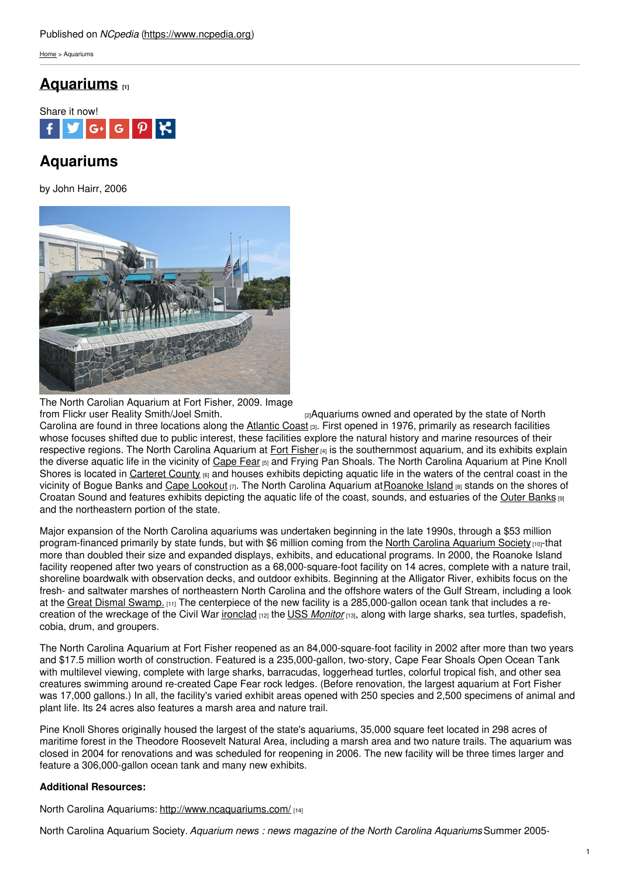Published on *NCpedia* (https://www.ncpedia.org)

Home > Aquariums

# Aquariums [1]

Share it now!

## Aquariums

by John Hairr, 2006

The North Carolian Aquarium at Fort Fisher, 2009. Image from Flickr user Reality Smith/Joel Smith. [2]

Aquariums owned and operated by the state of North Carolina are found in three locations along the Atlantic Coast [3]. First opened in 1976, primarily as research facilities whose focuses shifted due to public interest, these facilities explore the natural history and marine resources of their respective regions. The North Carolina Aquarium at Fort Fisher [4] is the southernmost aquarium, and its exhibits explain the diverse aquatic life in the vicinity of Cape Fear [5] and Frying Pan Shoals. The North Carolina Aquarium at Pine Knoll Shores is located in Carteret County [6] and houses exhibits depicting aquatic life in the waters of the central coast in the vicinity of Bogue Banks and Cape Lookout [7]. The North Carolina Aquarium at Roanoke Island [8] stands on the shores of Croatan Sound and features exhibits depicting the aquatic life of the coast, sounds, and estuaries of the Outer Banks [9] and the northeastern portion of the state.

Major expansion of the North Carolina aquariums was undertaken beginning in the late 1990s, through a $53 million program-financed primarily by state funds, but with $6 million coming from the North Carolina Aquarium Society [10]-that more than doubled their size and expanded displays, exhibits, and educational programs. In 2000, the Roanoke Island facility reopened after two years of construction as a 68,000-square-foot facility on 14 acres, complete with a nature trail, shoreline boardwalk with observation decks, and outdoor exhibits. Beginning at the Alligator River, exhibits focus on the fresh- and saltwater marshes of northeastern North Carolina and the offshore waters of the Gulf Stream, including a look at the Great Dismal Swamp. [11] The centerpiece of the new facility is a 285,000-gallon ocean tank that includes a re-creation of the wreckage of the Civil War ironclad [12] the USS *Monitor* [13], along with large sharks, sea turtles, spadefish, cobia, drum, and groupers.

The North Carolina Aquarium at Fort Fisher reopened as an 84,000-square-foot facility in 2002 after more than two years and $17.5 million worth of construction. Featured is a 235,000-gallon, two-story, Cape Fear Shoals Open Ocean Tank with multilevel viewing, complete with large sharks, barracudas, loggerhead turtles, colorful tropical fish, and other sea creatures swimming around re-created Cape Fear rock ledges. (Before renovation, the largest aquarium at Fort Fisher was 17,000 gallons.) In all, the facility's varied exhibit areas opened with 250 species and 2,500 specimens of animal and plant life. Its 24 acres also features a marsh area and nature trail.

Pine Knoll Shores originally housed the largest of the state's aquariums, 35,000 square feet located in 298 acres of maritime forest in the Theodore Roosevelt Natural Area, including a marsh area and two nature trails. The aquarium was closed in 2004 for renovations and was scheduled for reopening in 2006. The new facility will be three times larger and feature a 306,000-gallon ocean tank and many new exhibits.

**Additional Resources:**

North Carolina Aquariums: http://www.ncaquariums.com/ [14]

North Carolina Aquarium Society. *Aquarium news : news magazine of the North Carolina Aquariums* Summer 2005-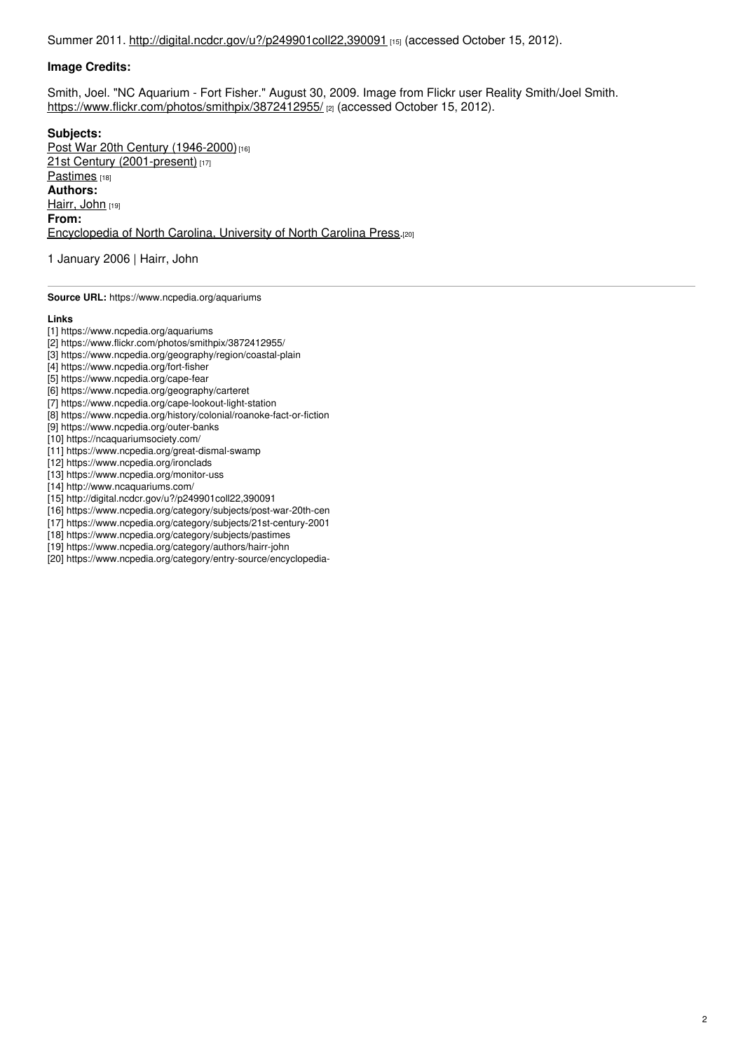Summer 2011. http://digital.ncdcr.gov/u?/p249901coll22,390091 [15] (accessed October 15, 2012).

**Image Credits:**

Smith, Joel. "NC Aquarium - Fort Fisher." August 30, 2009. Image from Flickr user Reality Smith/Joel Smith. https://www.flickr.com/photos/smithpix/3872412955/ [2] (accessed October 15, 2012).

**Subjects:**
Post War 20th Century (1946-2000) [16]
21st Century (2001-present) [17]
Pastimes [18]
**Authors:**
Hairr, John [19]
**From:**
Encyclopedia of North Carolina, University of North Carolina Press.[20]

1 January 2006 | Hairr, John

---

**Source URL:** https://www.ncpedia.org/aquariums

**Links**
[1] https://www.ncpedia.org/aquariums
[2] https://www.flickr.com/photos/smithpix/3872412955/
[3] https://www.ncpedia.org/geography/region/coastal-plain
[4] https://www.ncpedia.org/fort-fisher
[5] https://www.ncpedia.org/cape-fear
[6] https://www.ncpedia.org/geography/carteret
[7] https://www.ncpedia.org/cape-lookout-light-station
[8] https://www.ncpedia.org/history/colonial/roanoke-fact-or-fiction
[9] https://www.ncpedia.org/outer-banks
[10] https://ncaquariumsociety.com/
[11] https://www.ncpedia.org/great-dismal-swamp
[12] https://www.ncpedia.org/ironclads
[13] https://www.ncpedia.org/monitor-uss
[14] http://www.ncaquariums.com/
[15] http://digital.ncdcr.gov/u?/p249901coll22,390091
[16] https://www.ncpedia.org/category/subjects/post-war-20th-cen
[17] https://www.ncpedia.org/category/subjects/21st-century-2001
[18] https://www.ncpedia.org/category/subjects/pastimes
[19] https://www.ncpedia.org/category/authors/hairr-john
[20] https://www.ncpedia.org/category/entry-source/encyclopedia-